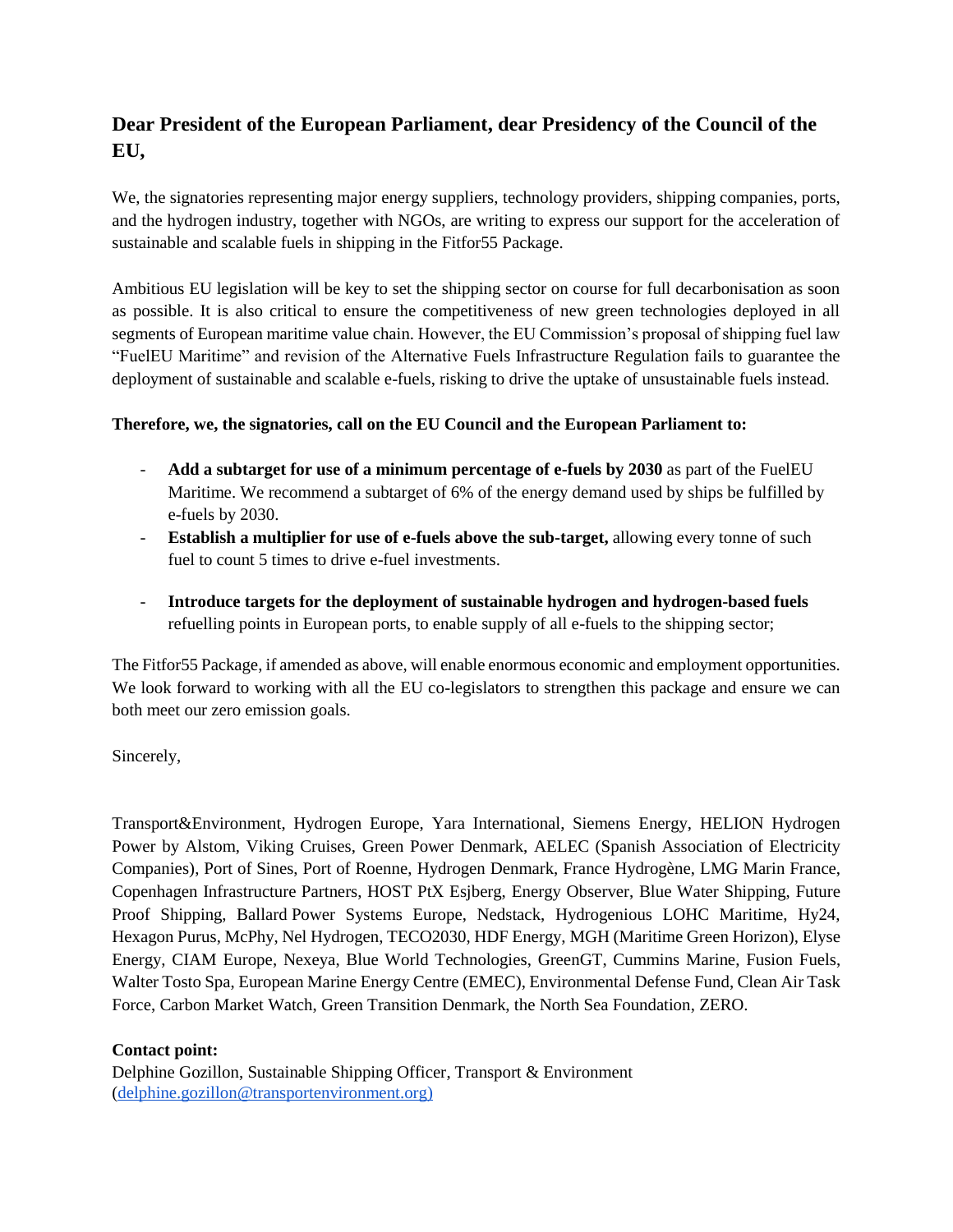## Dear President of the European Parliament, dear Presidency of the Council of the EU,

We, the signatories representing major energy suppliers, technology providers, shipping companies, ports, and the hydrogen industry, together with NGOs, are writing to express our support for the acceleration of sustainable and scalable fuels in shipping in the Fitfor55 Package.

Ambitious EU legislation will be key to set the shipping sector on course for full decarbonisation as soon as possible. It is also critical to ensure the competitiveness of new green technologies deployed in all segments of European maritime value chain. However, the EU Commission's proposal of shipping fuel law "FuelEU Maritime" and revision of the Alternative Fuels Infrastructure Regulation fails to guarantee the deployment of sustainable and scalable e-fuels, risking to drive the uptake of unsustainable fuels instead.

**Therefore, we, the signatories, call on the EU Council and the European Parliament to:**

- **Add a subtarget for use of a minimum percentage of e-fuels by 2030** as part of the FuelEU Maritime. We recommend a subtarget of 6% of the energy demand used by ships be fulfilled by e-fuels by 2030.
- **Establish a multiplier for use of e-fuels above the sub-target,** allowing every tonne of such fuel to count 5 times to drive e-fuel investments.
- **Introduce targets for the deployment of sustainable hydrogen and hydrogen-based fuels** refuelling points in European ports, to enable supply of all e-fuels to the shipping sector;

The Fitfor55 Package, if amended as above, will enable enormous economic and employment opportunities. We look forward to working with all the EU co-legislators to strengthen this package and ensure we can both meet our zero emission goals.

Sincerely,

Transport&Environment, Hydrogen Europe, Yara International, Siemens Energy, HELION Hydrogen Power by Alstom, Viking Cruises, Green Power Denmark, AELEC (Spanish Association of Electricity Companies), Port of Sines, Port of Roenne, Hydrogen Denmark, France Hydrogène, LMG Marin France, Copenhagen Infrastructure Partners, HOST PtX Esjberg, Energy Observer, Blue Water Shipping, Future Proof Shipping, Ballard Power Systems Europe, Nedstack, Hydrogenious LOHC Maritime, Hy24, Hexagon Purus, McPhy, Nel Hydrogen, TECO2030, HDF Energy, MGH (Maritime Green Horizon), Elyse Energy, CIAM Europe, Nexeya, Blue World Technologies, GreenGT, Cummins Marine, Fusion Fuels, Walter Tosto Spa, European Marine Energy Centre (EMEC), Environmental Defense Fund, Clean Air Task Force, Carbon Market Watch, Green Transition Denmark, the North Sea Foundation, ZERO.

**Contact point:**
Delphine Gozillon, Sustainable Shipping Officer, Transport & Environment (delphine.gozillon@transportenvironment.org)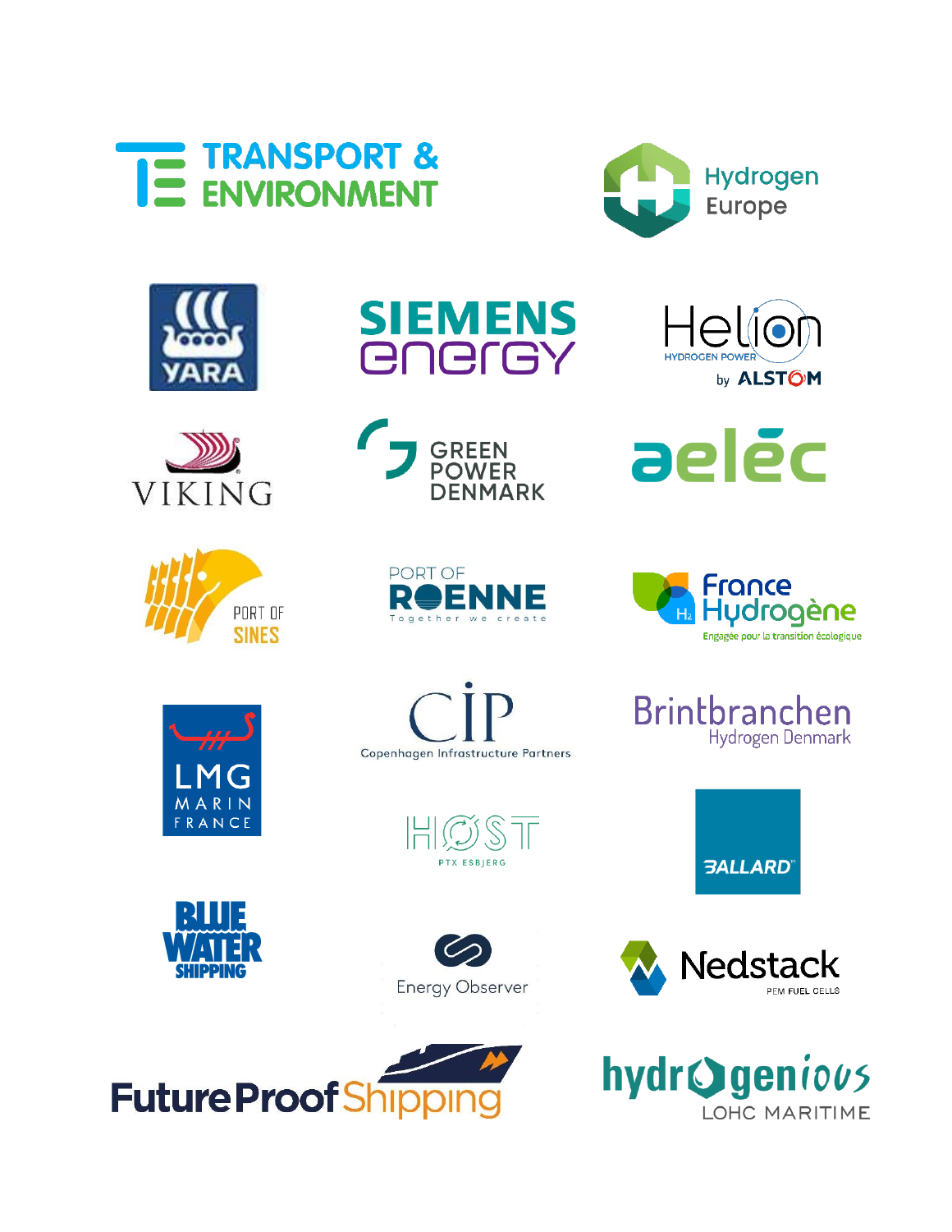TRANSPORT & ENVIRONMENT

Hydrogen Europe

YARA

SIEMENS energy

Helion HYDROGEN POWER by ALSTOM

VIKING

GREEN POWER DENMARK

aeléc

PORT OF SINES

PORT OF ROENNE Together we create

France Hydrogène Engagée pour la transition écologique

LMG MARIN FRANCE

CIP Copenhagen Infrastructure Partners

Brintbranchen Hydrogen Denmark

HØST PTX ESBJERG

BALLARD

BLUE WATER SHIPPING

Energy Observer

Nedstack PEM FUEL CELLS

FutureProof Shipping

hydrogenious LOHC MARITIME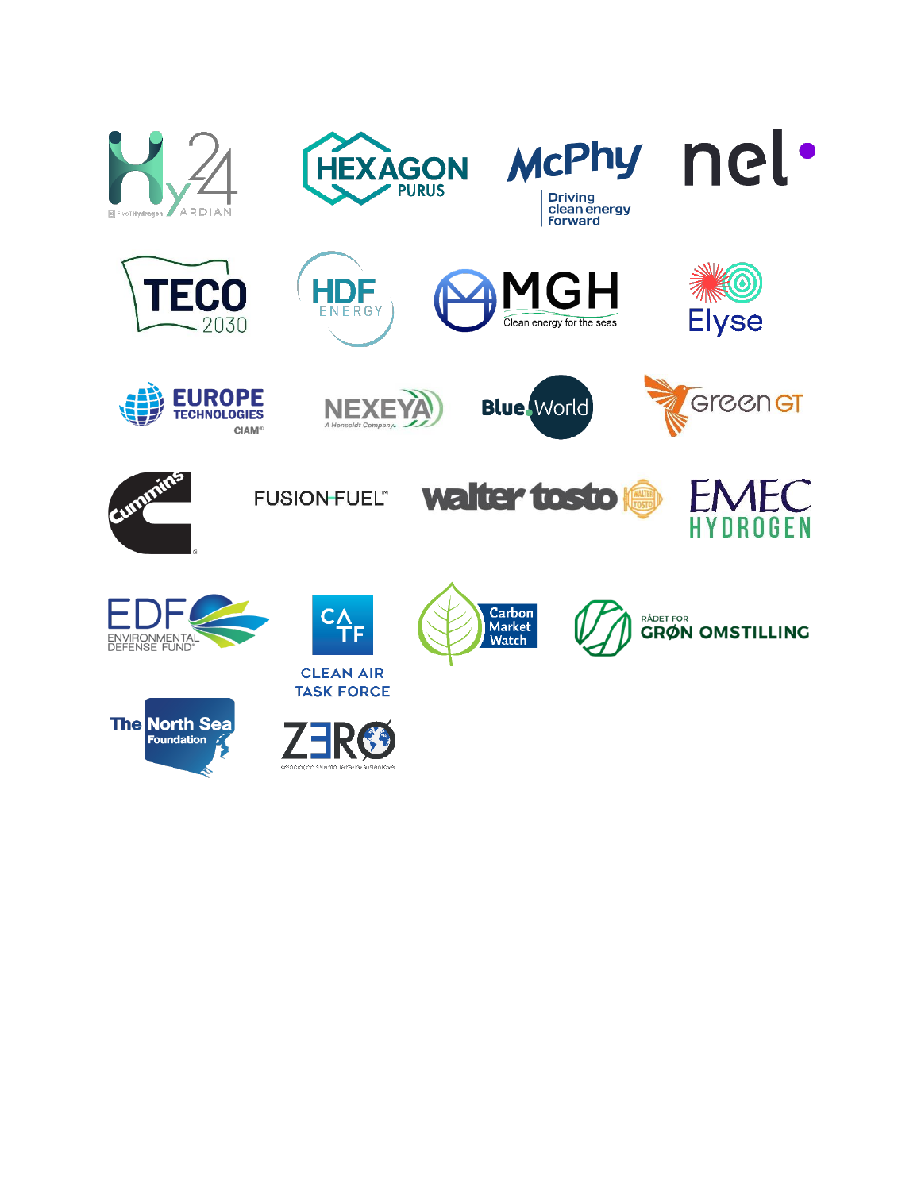Hy24 ARDIAN

HEXAGON PURUS

McPhy Driving clean energy forward

nel

TECO 2030

HDF ENERGY

MGH Clean energy for the seas

Elyse

EUROPE TECHNOLOGIES CIAM

NEXEYA A Hensoldt Company

Blue World

GreenGT

Cummins

FUSION FUEL

walter tosto

EMEC HYDROGEN

EDF ENVIRONMENTAL DEFENSE FUND

CATF CLEAN AIR TASK FORCE

Carbon Market Watch

RÅDET FOR GRØN OMSTILLING

The North Sea Foundation

ZERO associação sistema terrestre sustentável